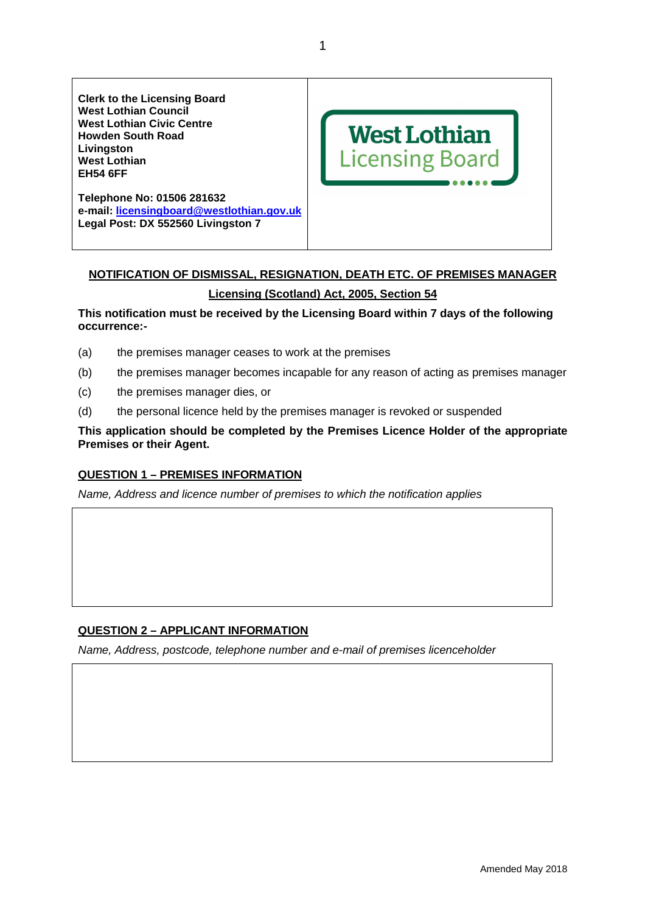**Clerk to the Licensing Board**
**West Lothian Council**
**West Lothian Civic Centre**
**Howden South Road**
**Livingston**
**West Lothian**
**EH54 6FF**

**Telephone No: 01506 281632**
**e-mail: licensingboard@westlothian.gov.uk**
**Legal Post: DX 552560 Livingston 7**

West Lothian
Licensing Board

## NOTIFICATION OF DISMISSAL, RESIGNATION, DEATH ETC. OF PREMISES MANAGER

### Licensing (Scotland) Act, 2005, Section 54

**This notification must be received by the Licensing Board within 7 days of the following occurrence:-**

(a) the premises manager ceases to work at the premises

(b) the premises manager becomes incapable for any reason of acting as premises manager

(c) the premises manager dies, or

(d) the personal licence held by the premises manager is revoked or suspended

**This application should be completed by the Premises Licence Holder of the appropriate Premises or their Agent.**

### QUESTION 1 – PREMISES INFORMATION

*Name, Address and licence number of premises to which the notification applies*

### QUESTION 2 – APPLICANT INFORMATION

*Name, Address, postcode, telephone number and e-mail of premises licenceholder*

Amended May 2018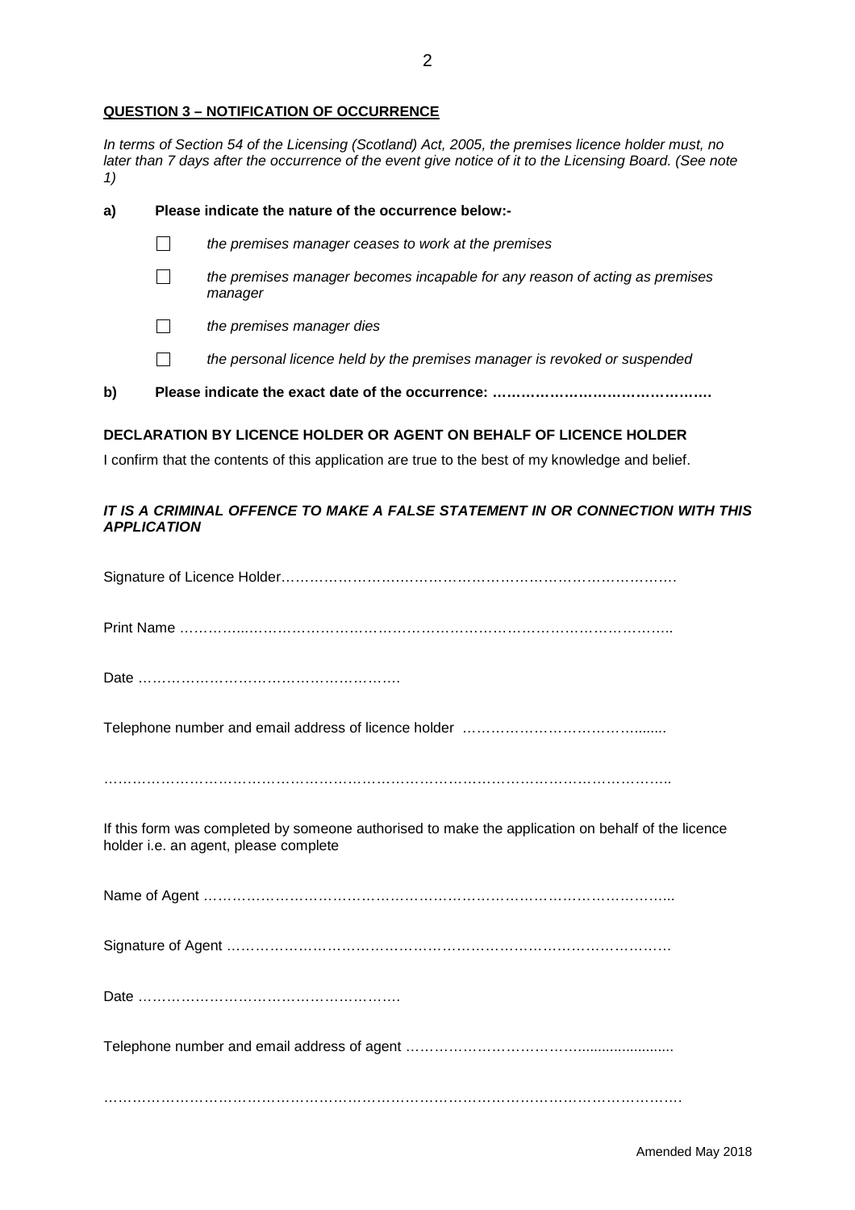**QUESTION 3 – NOTIFICATION OF OCCURRENCE**

*In terms of Section 54 of the Licensing (Scotland) Act, 2005, the premises licence holder must, no later than 7 days after the occurrence of the event give notice of it to the Licensing Board. (See note 1)*

**a) Please indicate the nature of the occurrence below:-**

- ☐ *the premises manager ceases to work at the premises*
- ☐ *the premises manager becomes incapable for any reason of acting as premises manager*
- ☐ *the premises manager dies*
- ☐ *the personal licence held by the premises manager is revoked or suspended*

**b) Please indicate the exact date of the occurrence: …………………………………….**

**DECLARATION BY LICENCE HOLDER OR AGENT ON BEHALF OF LICENCE HOLDER**

I confirm that the contents of this application are true to the best of my knowledge and belief.

***IT IS A CRIMINAL OFFENCE TO MAKE A FALSE STATEMENT IN OR CONNECTION WITH THIS APPLICATION***

Signature of Licence Holder……………………………………………………………………….

Print Name …………………………………………………………………………………………..

Date ……………………………………………….

Telephone number and email address of licence holder …………………………………........

…………………………………………………………………………………………………………..

If this form was completed by someone authorised to make the application on behalf of the licence holder i.e. an agent, please complete

Name of Agent ………………………………………………………………………………………...

Signature of Agent …………………………………………………………………………………

Date ……………………………………………….

Telephone number and email address of agent ……………………………….......................

…………………………………………………………………………………………………………….

Amended May 2018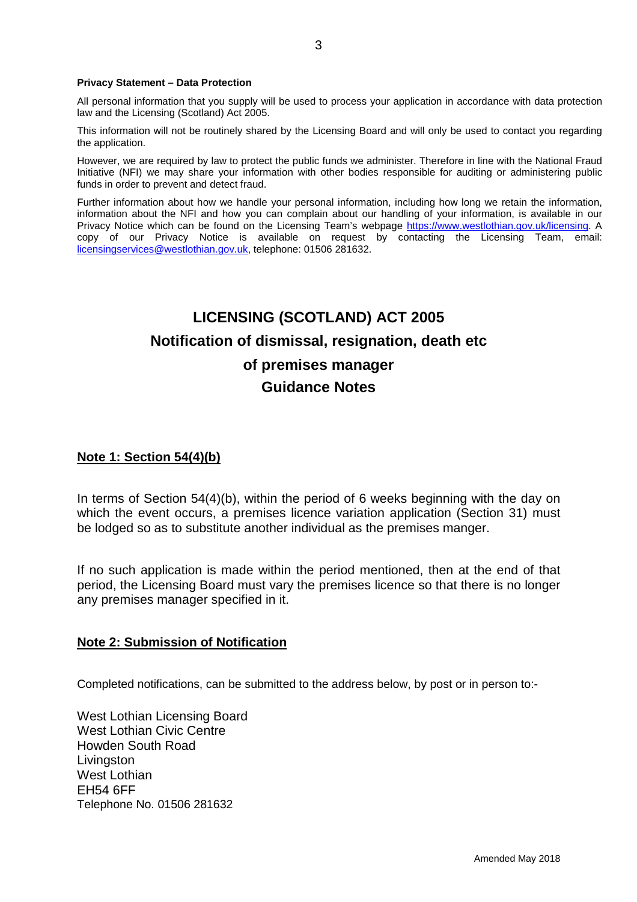**Privacy Statement – Data Protection**

All personal information that you supply will be used to process your application in accordance with data protection law and the Licensing (Scotland) Act 2005.

This information will not be routinely shared by the Licensing Board and will only be used to contact you regarding the application.

However, we are required by law to protect the public funds we administer. Therefore in line with the National Fraud Initiative (NFI) we may share your information with other bodies responsible for auditing or administering public funds in order to prevent and detect fraud.

Further information about how we handle your personal information, including how long we retain the information, information about the NFI and how you can complain about our handling of your information, is available in our Privacy Notice which can be found on the Licensing Team's webpage https://www.westlothian.gov.uk/licensing. A copy of our Privacy Notice is available on request by contacting the Licensing Team, email: licensingservices@westlothian.gov.uk, telephone: 01506 281632.

# LICENSING (SCOTLAND) ACT 2005

## Notification of dismissal, resignation, death etc of premises manager

## Guidance Notes

### Note 1: Section 54(4)(b)

In terms of Section 54(4)(b), within the period of 6 weeks beginning with the day on which the event occurs, a premises licence variation application (Section 31) must be lodged so as to substitute another individual as the premises manger.

If no such application is made within the period mentioned, then at the end of that period, the Licensing Board must vary the premises licence so that there is no longer any premises manager specified in it.

### Note 2: Submission of Notification

Completed notifications, can be submitted to the address below, by post or in person to:-

West Lothian Licensing Board
West Lothian Civic Centre
Howden South Road
Livingston
West Lothian
EH54 6FF
Telephone No. 01506 281632

Amended May 2018